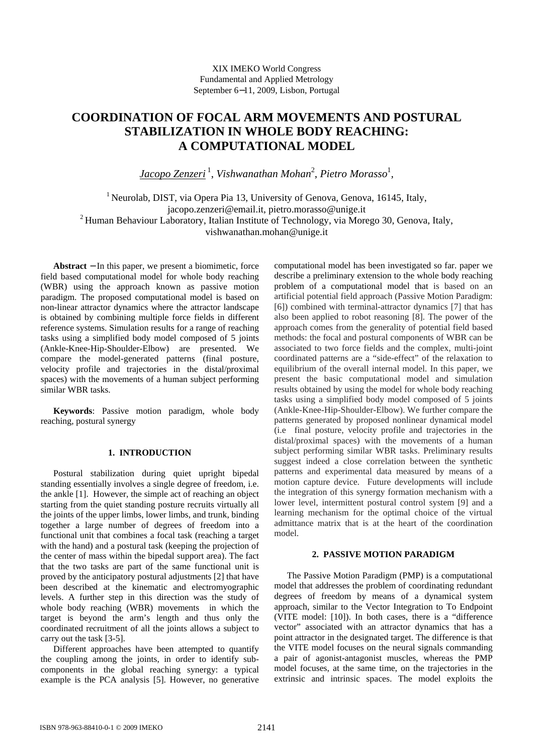XIX IMEKO World Congress
Fundamental and Applied Metrology
September 6−11, 2009, Lisbon, Portugal

# COORDINATION OF FOCAL ARM MOVEMENTS AND POSTURAL STABILIZATION IN WHOLE BODY REACHING: A COMPUTATIONAL MODEL

*Jacopo Zenzeri* [1], *Vishwanathan Mohan* [2], *Pietro Morasso* [1],

[1] Neurolab, DIST, via Opera Pia 13, University of Genova, Genova, 16145, Italy, jacopo.zenzeri@email.it, pietro.morasso@unige.it
[2] Human Behaviour Laboratory, Italian Institute of Technology, via Morego 30, Genova, Italy, vishwanathan.mohan@unige.it

**Abstract** − In this paper, we present a biomimetic, force field based computational model for whole body reaching (WBR) using the approach known as passive motion paradigm. The proposed computational model is based on non-linear attractor dynamics where the attractor landscape is obtained by combining multiple force fields in different reference systems. Simulation results for a range of reaching tasks using a simplified body model composed of 5 joints (Ankle-Knee-Hip-Shoulder-Elbow) are presented. We compare the model-generated patterns (final posture, velocity profile and trajectories in the distal/proximal spaces) with the movements of a human subject performing similar WBR tasks.

**Keywords**: Passive motion paradigm, whole body reaching, postural synergy

## 1. INTRODUCTION

Postural stabilization during quiet upright bipedal standing essentially involves a single degree of freedom, i.e. the ankle [1]. However, the simple act of reaching an object starting from the quiet standing posture recruits virtually all the joints of the upper limbs, lower limbs, and trunk, binding together a large number of degrees of freedom into a functional unit that combines a focal task (reaching a target with the hand) and a postural task (keeping the projection of the center of mass within the bipedal support area). The fact that the two tasks are part of the same functional unit is proved by the anticipatory postural adjustments [2] that have been described at the kinematic and electromyographic levels. A further step in this direction was the study of whole body reaching (WBR) movements in which the target is beyond the arm's length and thus only the coordinated recruitment of all the joints allows a subject to carry out the task [3-5].

Different approaches have been attempted to quantify the coupling among the joints, in order to identify sub-components in the global reaching synergy: a typical example is the PCA analysis [5]. However, no generative computational model has been investigated so far. paper we describe a preliminary extension to the whole body reaching problem of a computational model that is based on an artificial potential field approach (Passive Motion Paradigm: [6]) combined with terminal-attractor dynamics [7] that has also been applied to robot reasoning [8]. The power of the approach comes from the generality of potential field based methods: the focal and postural components of WBR can be associated to two force fields and the complex, multi-joint coordinated patterns are a "side-effect" of the relaxation to equilibrium of the overall internal model. In this paper, we present the basic computational model and simulation results obtained by using the model for whole body reaching tasks using a simplified body model composed of 5 joints (Ankle-Hip-Shoulder-Elbow). We further compare the patterns generated by proposed nonlinear dynamical model (i.e final posture, velocity profile and trajectories in the distal/proximal spaces) with the movements of a human subject performing similar WBR tasks. Preliminary results suggest indeed a close correlation between the synthetic patterns and experimental data measured by means of a motion capture device. Future developments will include the integration of this synergy formation mechanism with a lower level, intermittent postural control system [9] and a learning mechanism for the optimal choice of the virtual admittance matrix that is at the heart of the coordination model.

## 2. PASSIVE MOTION PARADIGM

The Passive Motion Paradigm (PMP) is a computational model that addresses the problem of coordinating redundant degrees of freedom by means of a dynamical system approach, similar to the Vector Integration to To Endpoint (VITE model: [10]). In both cases, there is a "difference vector" associated with an attractor dynamics that has a point attractor in the designated target. The difference is that the VITE model focuses on the neural signals commanding a pair of agonist-antagonist muscles, whereas the PMP model focuses, at the same time, on the trajectories in the extrinsic and intrinsic spaces. The model exploits the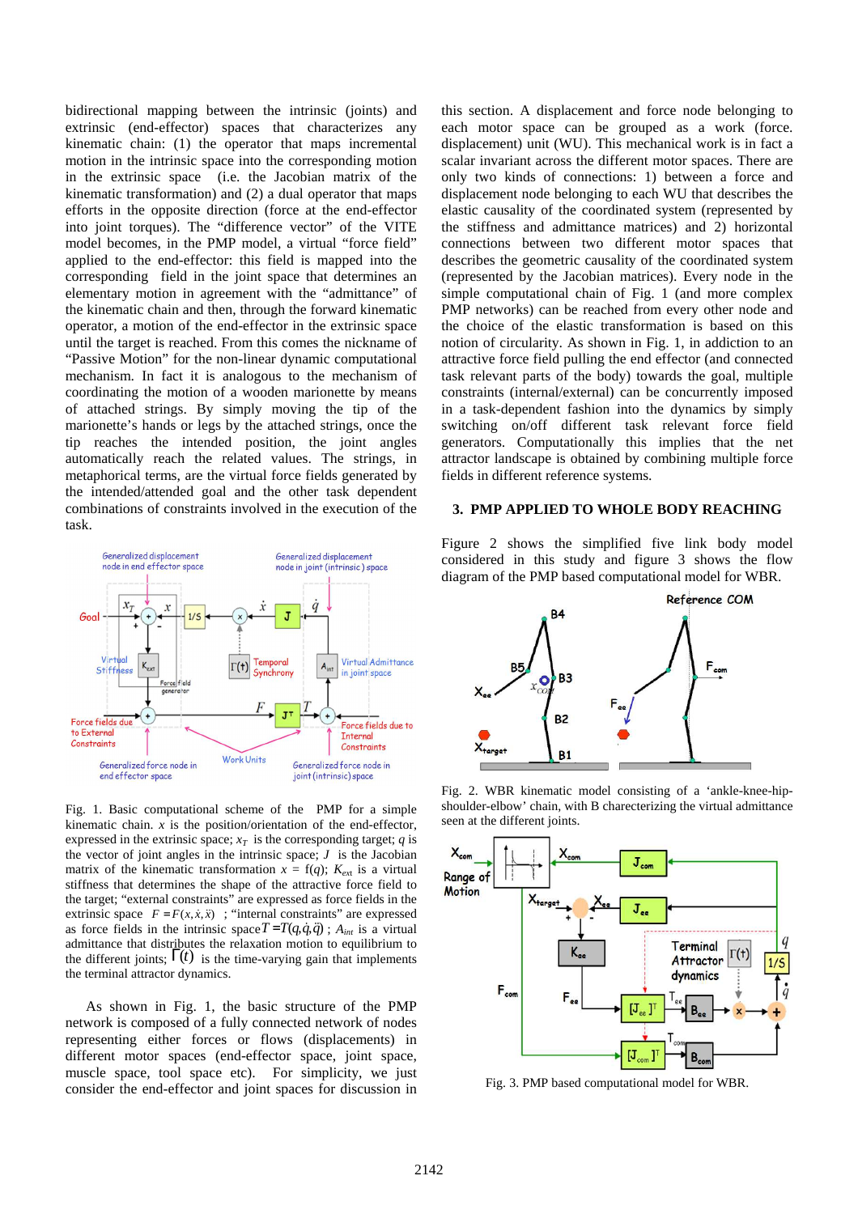bidirectional mapping between the intrinsic (joints) and extrinsic (end-effector) spaces that characterizes any kinematic chain: (1) the operator that maps incremental motion in the intrinsic space into the corresponding motion in the extrinsic space (i.e. the Jacobian matrix of the kinematic transformation) and (2) a dual operator that maps efforts in the opposite direction (force at the end-effector into joint torques). The "difference vector" of the VITE model becomes, in the PMP model, a virtual "force field" applied to the end-effector: this field is mapped into the corresponding field in the joint space that determines an elementary motion in agreement with the "admittance" of the kinematic chain and then, through the forward kinematic operator, a motion of the end-effector in the extrinsic space until the target is reached. From this comes the nickname of "Passive Motion" for the non-linear dynamic computational mechanism. In fact it is analogous to the mechanism of coordinating the motion of a wooden marionette by means of attached strings. By simply moving the tip of the marionette's hands or legs by the attached strings, once the tip reaches the intended position, the joint angles automatically reach the related values. The strings, in metaphorical terms, are the virtual force fields generated by the intended/attended goal and the other task dependent combinations of constraints involved in the execution of the task.

Fig. 1. Basic computational scheme of the PMP for a simple kinematic chain. $x$ is the position/orientation of the end-effector, expressed in the extrinsic space; $x_T$ is the corresponding target; $q$ is the vector of joint angles in the intrinsic space; $J$ is the Jacobian matrix of the kinematic transformation $x = f(q)$; $K_{ext}$ is a virtual stiffness that determines the shape of the attractive force field to the target; "external constraints" are expressed as force fields in the extrinsic space $F = F(x, \dot{x}, \ddot{x})$ ; "internal constraints" are expressed as force fields in the intrinsic space $T = T(q, \dot{q}, \ddot{q})$ ; $A_{int}$ is a virtual admittance that distributes the relaxation motion to equilibrium to the different joints; $\Gamma(t)$ is the time-varying gain that implements the terminal attractor dynamics.

As shown in Fig. 1, the basic structure of the PMP network is composed of a fully connected network of nodes representing either forces or flows (displacements) in different motor spaces (end-effector space, joint space, muscle space, tool space etc). For simplicity, we just consider the end-effector and joint spaces for discussion in this section. A displacement and force node belonging to each motor space can be grouped as a work (force, displacement) unit (WU). This mechanical work is in fact a scalar invariant across the different motor spaces. There are only two kinds of connections: 1) between a force and displacement node belonging to each WU that describes the elastic causality of the coordinated system (represented by the stiffness and admittance matrices) and 2) horizontal connections between two different motor spaces that describes the geometric causality of the coordinated system (represented by the Jacobian matrices). Every node in the simple computational chain of Fig. 1 (and more complex PMP networks) can be reached from every other node and the choice of the elastic transformation is based on this notion of circularity. As shown in Fig. 1, in addition to an attractive force field pulling the end effector (and connected task relevant parts of the body) towards the goal, multiple constraints (internal/external) can be concurrently imposed in a task-dependent fashion into the dynamics by simply switching on/off different task relevant force field generators. Computationally this implies that the net attractor landscape is obtained by combining multiple force fields in different reference systems.

## 3. PMP APPLIED TO WHOLE BODY REACHING

Figure 2 shows the simplified five link body model considered in this study and figure 3 shows the flow diagram of the PMP based computational model for WBR.

Fig. 2. WBR kinematic model consisting of a 'ankle-knee-hip-shoulder-elbow' chain, with B charecterizing the virtual admittance seen at the different joints.

Fig. 3. PMP based computational model for WBR.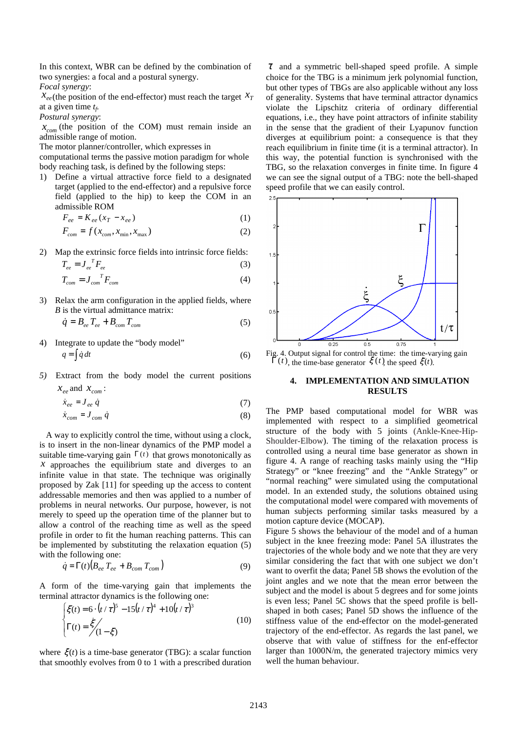In this context, WBR can be defined by the combination of two synergies: a focal and a postural synergy.

*Focal synergy*:

$x_{ee}$(the position of the end-effector) must reach the target $x_T$ at a given time $t_f$.

*Postural synergy*:

$x_{com}$ (the position of the COM) must remain inside an admissible range of motion.

The motor planner/controller, which expresses in computational terms the passive motion paradigm for whole body reaching task, is defined by the following steps:

1) Define a virtual attractive force field to a designated target (applied to the end-effector) and a repulsive force field (applied to the hip) to keep the COM in an admissible ROM

$$F_{ee} = K_{ee}(x_T - x_{ee}) \tag{1}$$

$$F_{com} = f(x_{com}, x_{min}, x_{max}) \tag{2}$$

2) Map the extrinsic force fields into intrinsic force fields:

$$T_{ee} = J_{ee}{}^T F_{ee} \tag{3}$$

$$T_{com} = J_{com}{}^T F_{com} \tag{4}$$

3) Relax the arm configuration in the applied fields, where $B$ is the virtual admittance matrix:

$$\dot{q} = B_{ee} T_{ee} + B_{com} T_{com} \tag{5}$$

4) Integrate to update the "body model"

$$q = \int \dot{q}\, dt \tag{6}$$

5) Extract from the body model the current positions $x_{ee}$ and $x_{com}$:

$$\dot{x}_{ee} = J_{ee}\, \dot{q} \tag{7}$$

$$\dot{x}_{com} = J_{com}\, \dot{q} \tag{8}$$

A way to explicitly control the time, without using a clock, is to insert in the non-linear dynamics of the PMP model a suitable time-varying gain $\Gamma(t)$ that grows monotonically as $x$ approaches the equilibrium state and diverges to an infinite value in that state. The technique was originally proposed by Zak [11] for speeding up the access to content addressable memories and then was applied to a number of problems in neural networks. Our purpose, however, is not merely to speed up the operation time of the planner but to allow a control of the reaching time as well as the speed profile in order to fit the human reaching patterns. This can be implemented by substituting the relaxation equation (5) with the following one:

$$\dot{q} = \Gamma(t)\left(B_{ee} T_{ee} + B_{com} T_{com}\right) \tag{9}$$

A form of the time-varying gain that implements the terminal attractor dynamics is the following one:

$$\begin{cases} \xi(t) = 6 \cdot (t/\tau)^5 - 15(t/\tau)^4 + 10(t/\tau)^3 \\ \Gamma(t) = \dot{\xi} / (1-\xi) \end{cases} \tag{10}$$

where $\xi(t)$ is a time-base generator (TBG): a scalar function that smoothly evolves from 0 to 1 with a prescribed duration $\tau$ and a symmetric bell-shaped speed profile. A simple choice for the TBG is a minimum jerk polynomial function, but other types of TBGs are also applicable without any loss of generality. Systems that have terminal attractor dynamics violate the Lipschitz criteria of ordinary differential equations, i.e., they have point attractors of infinite stability in the sense that the gradient of their Lyapunov function diverges at equilibrium point: a consequence is that they reach equilibrium in finite time (it is a terminal attractor). In this way, the potential function is synchronised with the TBG, so the relaxation converges in finite time. In figure 4 we can see the signal output of a TBG: note the bell-shaped speed profile that we can easily control.

Fig. 4. Output signal for control the time: the time-varying gain $\Gamma(t)$, the time-base generator $\xi(t)$, the speed $\dot{\xi}(t)$.

## 4. IMPLEMENTATION AND SIMULATION RESULTS

The PMP based computational model for WBR was implemented with respect to a simplified geometrical structure of the body with 5 joints (Ankle-Knee-Hip-Shoulder-Elbow). The timing of the relaxation process is controlled using a neural time base generator as shown in figure 4. A range of reaching tasks mainly using the "Hip Strategy" or "knee freezing" and the "Ankle Strategy" or "normal reaching" were simulated using the computational model. In an extended study, the solutions obtained using the computational model were compared with movements of human subjects performing similar tasks measured by a motion capture device (MOCAP).

Figure 5 shows the behaviour of the model and of a human subject in the knee freezing mode: Panel 5A illustrates the trajectories of the whole body and we note that they are very similar considering the fact that with one subject we don't want to overfit the data; Panel 5B shows the evolution of the joint angles and we note that the mean error between the subject and the model is about 5 degrees and for some joints is even less; Panel 5C shows that the speed profile is bell-shaped in both cases; Panel 5D shows the influence of the stiffness value of the end-effector on the model-generated trajectory of the end-effector. As regards the last panel, we observe that with value of stiffness for the enf-effector larger than 1000N/m, the generated trajectory mimics very well the human behaviour.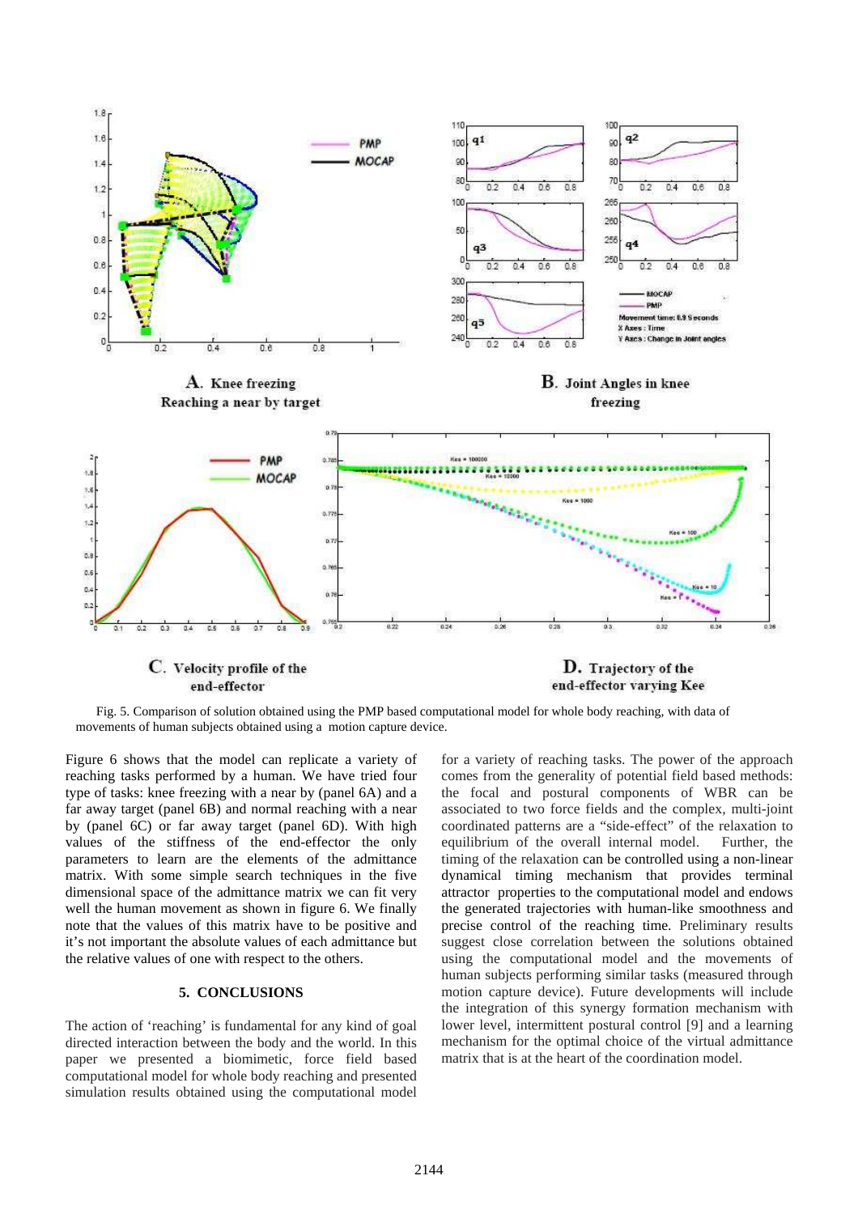Fig. 5. Comparison of solution obtained using the PMP based computational model for whole body reaching, with data of movements of human subjects obtained using a motion capture device.

Figure 6 shows that the model can replicate a variety of reaching tasks performed by a human. We have tried four type of tasks: knee freezing with a near by (panel 6A) and a far away target (panel 6B) and normal reaching with a near by (panel 6C) or far away target (panel 6D). With high values of the stiffness of the end-effector the only parameters to learn are the elements of the admittance matrix. With some simple search techniques in the five dimensional space of the admittance matrix we can fit very well the human movement as shown in figure 6. We finally note that the values of this matrix have to be positive and it's not important the absolute values of each admittance but the relative values of one with respect to the others.

## 5. CONCLUSIONS

The action of 'reaching' is fundamental for any kind of goal directed interaction between the body and the world. In this paper we presented a biomimetic, force field based computational model for whole body reaching and presented simulation results obtained using the computational model for a variety of reaching tasks. The power of the approach comes from the generality of potential field based methods: the focal and postural components of WBR can be associated to two force fields and the complex, multi-joint coordinated patterns are a "side-effect" of the relaxation to equilibrium of the overall internal model. Further, the timing of the relaxation can be controlled using a non-linear dynamical timing mechanism that provides terminal attractor properties to the computational model and endows the generated trajectories with human-like smoothness and precise control of the reaching time. Preliminary results suggest close correlation between the solutions obtained using the computational model and the movements of human subjects performing similar tasks (measured through motion capture device). Future developments will include the integration of this synergy formation mechanism with lower level, intermittent postural control [9] and a learning mechanism for the optimal choice of the virtual admittance matrix that is at the heart of the coordination model.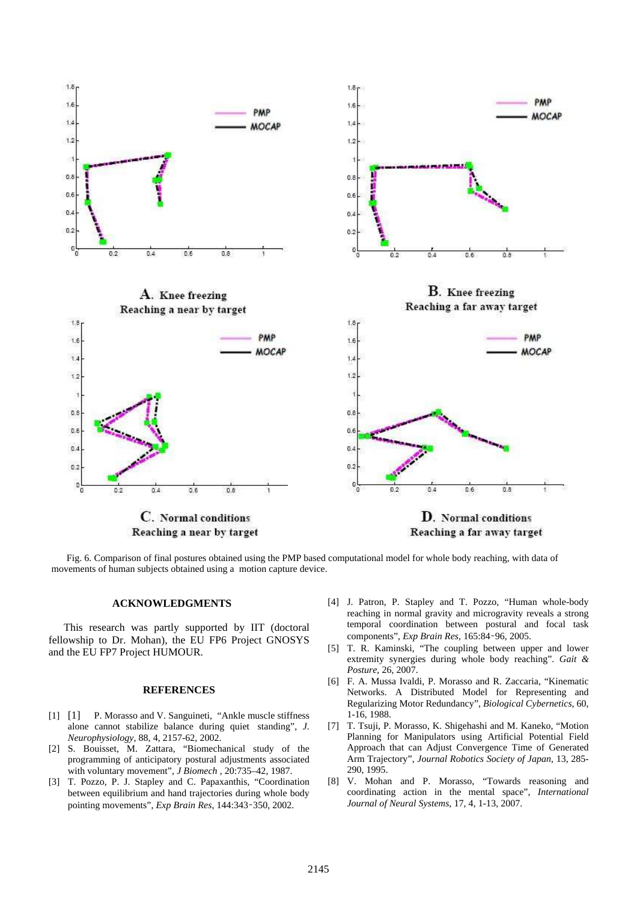A. Knee freezing
Reaching a near by target

B. Knee freezing
Reaching a far away target

C. Normal conditions
Reaching a near by target

D. Normal conditions
Reaching a far away target

Fig. 6. Comparison of final postures obtained using the PMP based computational model for whole body reaching, with data of movements of human subjects obtained using a motion capture device.

### ACKNOWLEDGMENTS

This research was partly supported by IIT (doctoral fellowship to Dr. Mohan), the EU FP6 Project GNOSYS and the EU FP7 Project HUMOUR.

### REFERENCES

[1] [1] P. Morasso and V. Sanguineti, "Ankle muscle stiffness alone cannot stabilize balance during quiet standing", *J. Neurophysiology*, 88, 4, 2157-62, 2002.

[2] S. Bouisset, M. Zattara, "Biomechanical study of the programming of anticipatory postural adjustments associated with voluntary movement", *J Biomech* , 20:735–42, 1987.

[3] T. Pozzo, P. J. Stapley and C. Papaxanthis, "Coordination between equilibrium and hand trajectories during whole body pointing movements", *Exp Brain Res*, 144:343‑350, 2002.

[4] J. Patron, P. Stapley and T. Pozzo, "Human whole-body reaching in normal gravity and microgravity reveals a strong temporal coordination between postural and focal task components", *Exp Brain Res*, 165:84‑96, 2005.

[5] T. R. Kaminski, "The coupling between upper and lower extremity synergies during whole body reaching". *Gait & Posture*, 26, 2007.

[6] F. A. Mussa Ivaldi, P. Morasso and R. Zaccaria, "Kinematic Networks. A Distributed Model for Representing and Regularizing Motor Redundancy", *Biological Cybernetics*, 60, 1-16, 1988.

[7] T. Tsuji, P. Morasso, K. Shigehashi and M. Kaneko, "Motion Planning for Manipulators using Artificial Potential Field Approach that can Adjust Convergence Time of Generated Arm Trajectory", *Journal Robotics Society of Japan*, 13, 285-290, 1995.

[8] V. Mohan and P. Morasso, "Towards reasoning and coordinating action in the mental space", *International Journal of Neural Systems*, 17, 4, 1-13, 2007.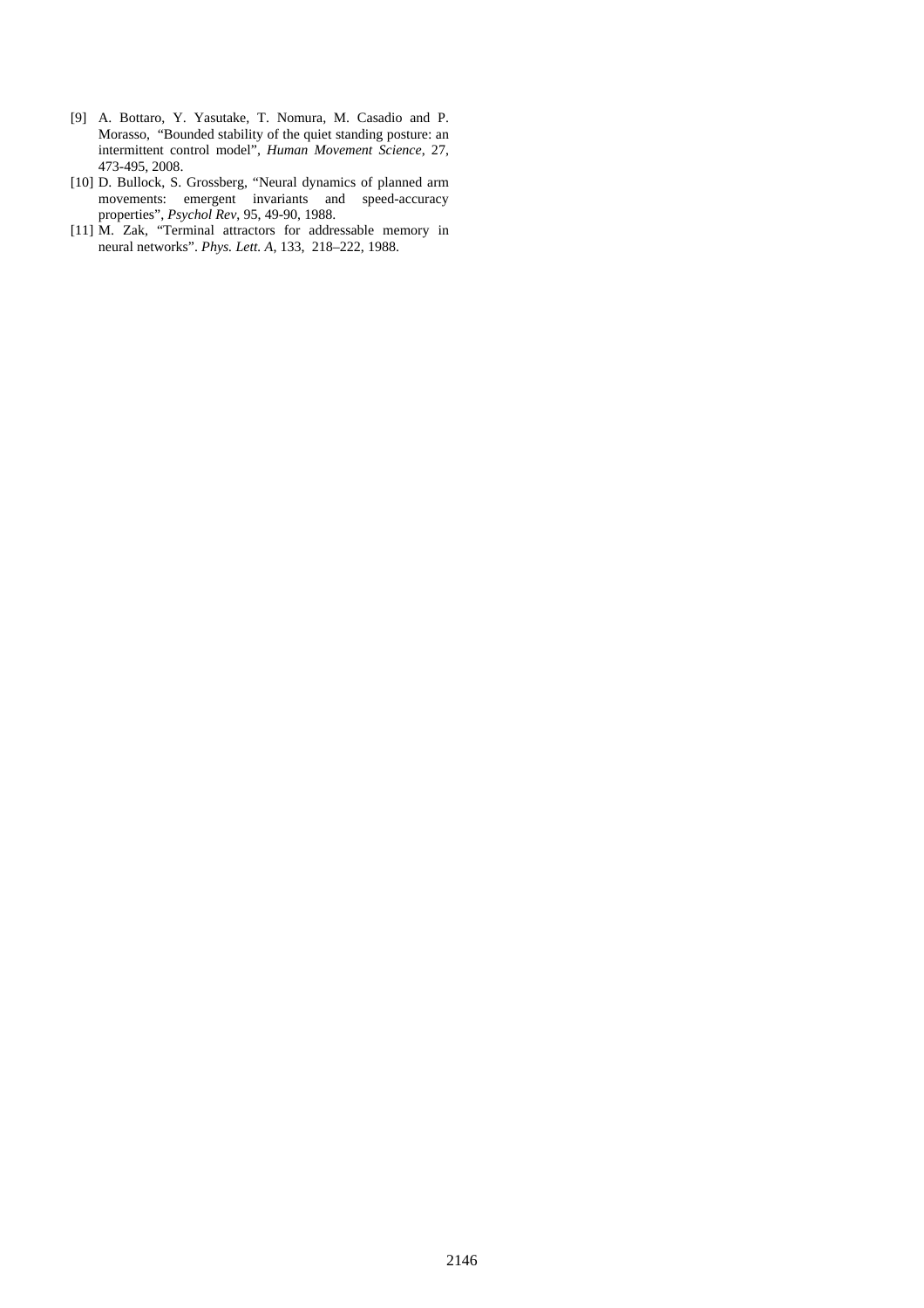[9] A. Bottaro, Y. Yasutake, T. Nomura, M. Casadio and P. Morasso, "Bounded stability of the quiet standing posture: an intermittent control model", *Human Movement Science*, 27, 473-495, 2008.

[10] D. Bullock, S. Grossberg, "Neural dynamics of planned arm movements: emergent invariants and speed-accuracy properties", *Psychol Rev*, 95, 49-90, 1988.

[11] M. Zak, "Terminal attractors for addressable memory in neural networks". *Phys. Lett. A*, 133, 218–222, 1988.